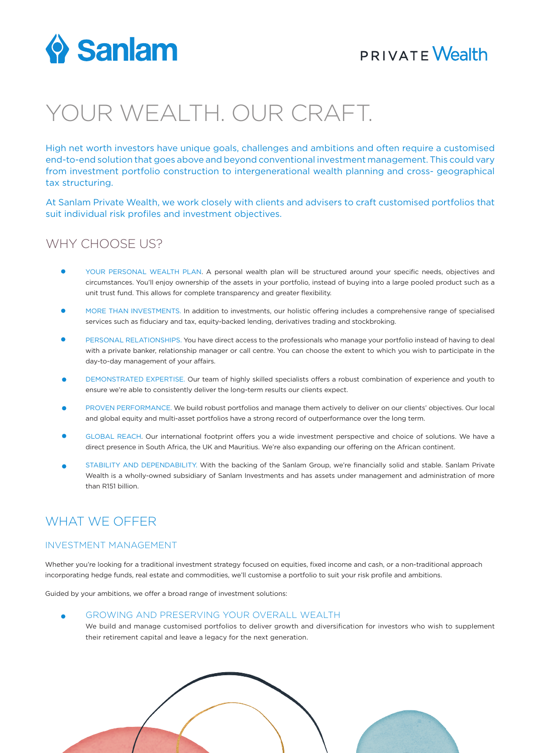Sanlam

PRIVATE Wealth

# YOUR WEALTH. OUR CRAFT.

High net worth investors have unique goals, challenges and ambitions and often require a customised end-to-end solution that goes above and beyond conventional investment management. This could vary from investment portfolio construction to intergenerational wealth planning and cross- geographical tax structuring.

At Sanlam Private Wealth, we work closely with clients and advisers to craft customised portfolios that suit individual risk profiles and investment objectives.

## WHY CHOOSE US?

- YOUR PERSONAL WEALTH PLAN. A personal wealth plan will be structured around your specific needs, objectives and circumstances. You'll enjoy ownership of the assets in your portfolio, instead of buying into a large pooled product such as a unit trust fund. This allows for complete transparency and greater flexibility.
- MORE THAN INVESTMENTS. In addition to investments, our holistic offering includes a comprehensive range of specialised services such as fiduciary and tax, equity-backed lending, derivatives trading and stockbroking.
- PERSONAL RELATIONSHIPS. You have direct access to the professionals who manage your portfolio instead of having to deal with a private banker, relationship manager or call centre. You can choose the extent to which you wish to participate in the day-to-day management of your affairs.
- DEMONSTRATED EXPERTISE. Our team of highly skilled specialists offers a robust combination of experience and youth to ensure we're able to consistently deliver the long-term results our clients expect.
- PROVEN PERFORMANCE. We build robust portfolios and manage them actively to deliver on our clients' objectives. Our local and global equity and multi-asset portfolios have a strong record of outperformance over the long term.
- GLOBAL REACH. Our international footprint offers you a wide investment perspective and choice of solutions. We have a direct presence in South Africa, the UK and Mauritius. We're also expanding our offering on the African continent.
- STABILITY AND DEPENDABILITY. With the backing of the Sanlam Group, we're financially solid and stable. Sanlam Private Wealth is a wholly-owned subsidiary of Sanlam Investments and has assets under management and administration of more than R151 billion.

## WHAT WE OFFER

### INVESTMENT MANAGEMENT

Whether you're looking for a traditional investment strategy focused on equities, fixed income and cash, or a non-traditional approach incorporating hedge funds, real estate and commodities, we'll customise a portfolio to suit your risk profile and ambitions.

Guided by your ambitions, we offer a broad range of investment solutions:

- GROWING AND PRESERVING YOUR OVERALL WEALTH
  We build and manage customised portfolios to deliver growth and diversification for investors who wish to supplement their retirement capital and leave a legacy for the next generation.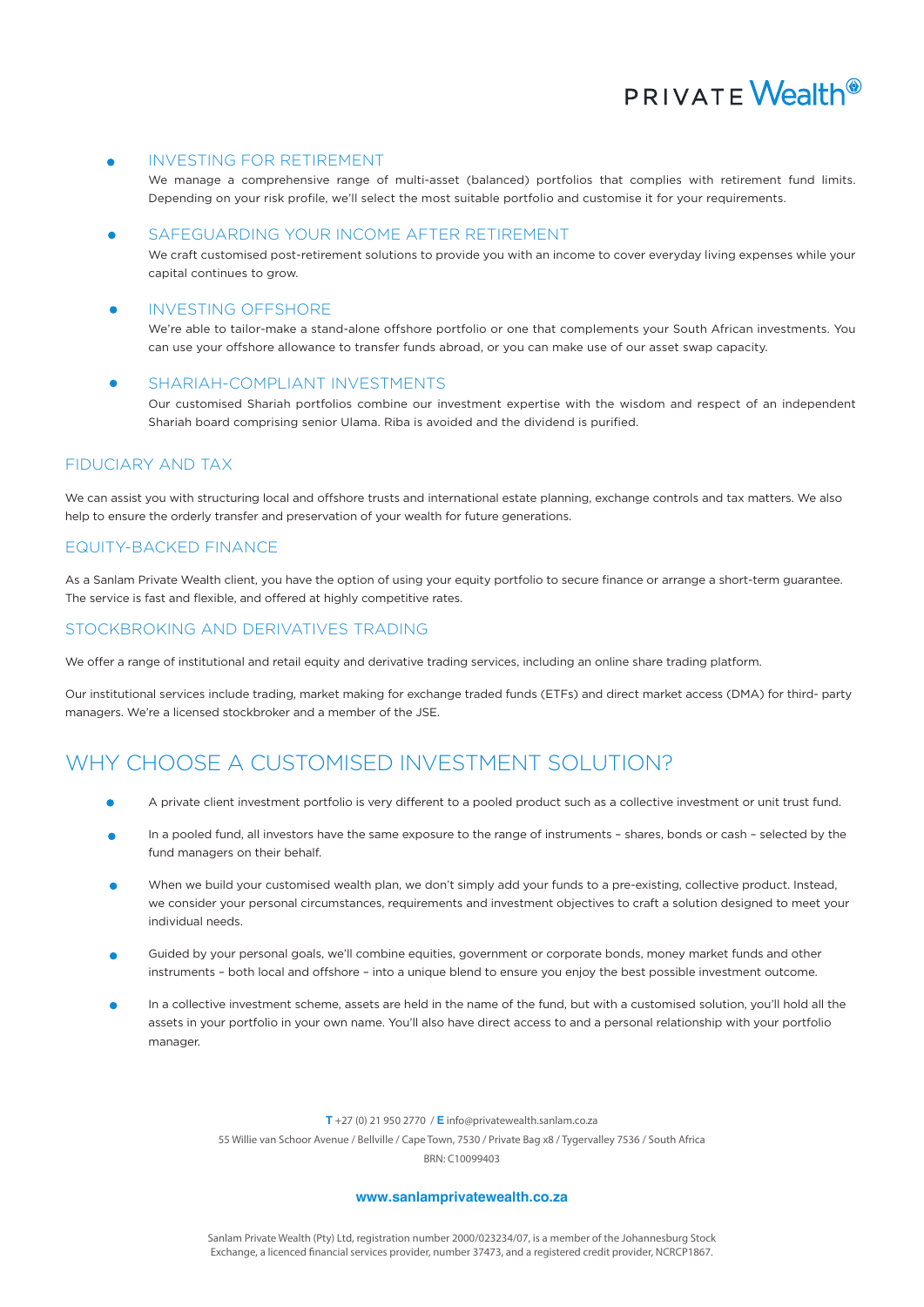- **INVESTING FOR RETIREMENT**
  We manage a comprehensive range of multi-asset (balanced) portfolios that complies with retirement fund limits. Depending on your risk profile, we'll select the most suitable portfolio and customise it for your requirements.

- **SAFEGUARDING YOUR INCOME AFTER RETIREMENT**
  We craft customised post-retirement solutions to provide you with an income to cover everyday living expenses while your capital continues to grow.

- **INVESTING OFFSHORE**
  We're able to tailor-make a stand-alone offshore portfolio or one that complements your South African investments. You can use your offshore allowance to transfer funds abroad, or you can make use of our asset swap capacity.

- **SHARIAH-COMPLIANT INVESTMENTS**
  Our customised Shariah portfolios combine our investment expertise with the wisdom and respect of an independent Shariah board comprising senior Ulama. Riba is avoided and the dividend is purified.

## FIDUCIARY AND TAX

We can assist you with structuring local and offshore trusts and international estate planning, exchange controls and tax matters. We also help to ensure the orderly transfer and preservation of your wealth for future generations.

## EQUITY-BACKED FINANCE

As a Sanlam Private Wealth client, you have the option of using your equity portfolio to secure finance or arrange a short-term guarantee. The service is fast and flexible, and offered at highly competitive rates.

## STOCKBROKING AND DERIVATIVES TRADING

We offer a range of institutional and retail equity and derivative trading services, including an online share trading platform.

Our institutional services include trading, market making for exchange traded funds (ETFs) and direct market access (DMA) for third- party managers. We're a licensed stockbroker and a member of the JSE.

# WHY CHOOSE A CUSTOMISED INVESTMENT SOLUTION?

- A private client investment portfolio is very different to a pooled product such as a collective investment or unit trust fund.
- In a pooled fund, all investors have the same exposure to the range of instruments – shares, bonds or cash – selected by the fund managers on their behalf.
- When we build your customised wealth plan, we don't simply add your funds to a pre-existing, collective product. Instead, we consider your personal circumstances, requirements and investment objectives to craft a solution designed to meet your individual needs.
- Guided by your personal goals, we'll combine equities, government or corporate bonds, money market funds and other instruments – both local and offshore – into a unique blend to ensure you enjoy the best possible investment outcome.
- In a collective investment scheme, assets are held in the name of the fund, but with a customised solution, you'll hold all the assets in your portfolio in your own name. You'll also have direct access to and a personal relationship with your portfolio manager.

**T** +27 (0) 21 950 2770 / **E** info@privatewealth.sanlam.co.za
55 Willie van Schoor Avenue / Bellville / Cape Town, 7530 / Private Bag x8 / Tygervalley 7536 / South Africa
BRN: C10099403

**www.sanlamprivatewealth.co.za**

Sanlam Private Wealth (Pty) Ltd, registration number 2000/023234/07, is a member of the Johannesburg Stock Exchange, a licenced financial services provider, number 37473, and a registered credit provider, NCRCP1867.